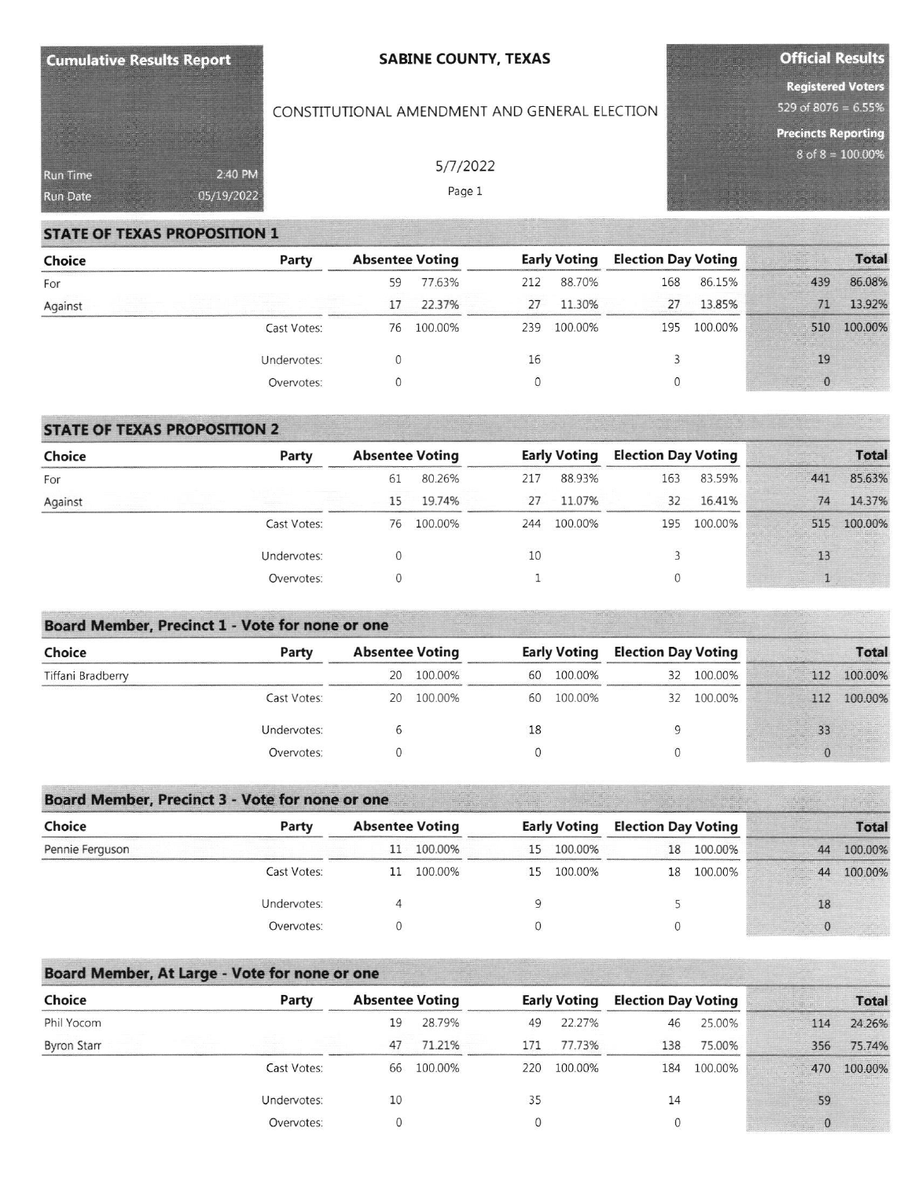**Cumulative Results Report**

Run Time 2:40 PM
Run Date 05/19/2022

# SABINE COUNTY, TEXAS

CONSTITUTIONAL AMENDMENT AND GENERAL ELECTION

5/7/2022

**Official Results**

**Registered Voters**
529 of 8076 = 6.55%

**Precincts Reporting**
8 of 8 = 100.00%

## STATE OF TEXAS PROPOSITION 1

| Choice | Party | Absentee Voting | | Early Voting | | Election Day Voting | | Total | |
|---|---|---|---|---|---|---|---|---|---|
| For | | 59 | 77.63% | 212 | 88.70% | 168 | 86.15% | 439 | 86.08% |
| Against | | 17 | 22.37% | 27 | 11.30% | 27 | 13.85% | 71 | 13.92% |
| | Cast Votes: | 76 | 100.00% | 239 | 100.00% | 195 | 100.00% | 510 | 100.00% |
| | Undervotes: | 0 | | 16 | | 3 | | 19 | |
| | Overvotes: | 0 | | 0 | | 0 | | 0 | |

## STATE OF TEXAS PROPOSITION 2

| Choice | Party | Absentee Voting | | Early Voting | | Election Day Voting | | Total | |
|---|---|---|---|---|---|---|---|---|---|
| For | | 61 | 80.26% | 217 | 88.93% | 163 | 83.59% | 441 | 85.63% |
| Against | | 15 | 19.74% | 27 | 11.07% | 32 | 16.41% | 74 | 14.37% |
| | Cast Votes: | 76 | 100.00% | 244 | 100.00% | 195 | 100.00% | 515 | 100.00% |
| | Undervotes: | 0 | | 10 | | 3 | | 13 | |
| | Overvotes: | 0 | | 1 | | 0 | | 1 | |

## Board Member, Precinct 1 - Vote for none or one

| Choice | Party | Absentee Voting | | Early Voting | | Election Day Voting | | Total | |
|---|---|---|---|---|---|---|---|---|---|
| Tiffani Bradberry | | 20 | 100.00% | 60 | 100.00% | 32 | 100.00% | 112 | 100.00% |
| | Cast Votes: | 20 | 100.00% | 60 | 100.00% | 32 | 100.00% | 112 | 100.00% |
| | Undervotes: | 6 | | 18 | | 9 | | 33 | |
| | Overvotes: | 0 | | 0 | | 0 | | 0 | |

## Board Member, Precinct 3 - Vote for none or one

| Choice | Party | Absentee Voting | | Early Voting | | Election Day Voting | | Total | |
|---|---|---|---|---|---|---|---|---|---|
| Pennie Ferguson | | 11 | 100.00% | 15 | 100.00% | 18 | 100.00% | 44 | 100.00% |
| | Cast Votes: | 11 | 100.00% | 15 | 100.00% | 18 | 100.00% | 44 | 100.00% |
| | Undervotes: | 4 | | 9 | | 5 | | 18 | |
| | Overvotes: | 0 | | 0 | | 0 | | 0 | |

## Board Member, At Large - Vote for none or one

| Choice | Party | Absentee Voting | | Early Voting | | Election Day Voting | | Total | |
|---|---|---|---|---|---|---|---|---|---|
| Phil Yocom | | 19 | 28.79% | 49 | 22.27% | 46 | 25.00% | 114 | 24.26% |
| Byron Starr | | 47 | 71.21% | 171 | 77.73% | 138 | 75.00% | 356 | 75.74% |
| | Cast Votes: | 66 | 100.00% | 220 | 100.00% | 184 | 100.00% | 470 | 100.00% |
| | Undervotes: | 10 | | 35 | | 14 | | 59 | |
| | Overvotes: | 0 | | 0 | | 0 | | 0 | |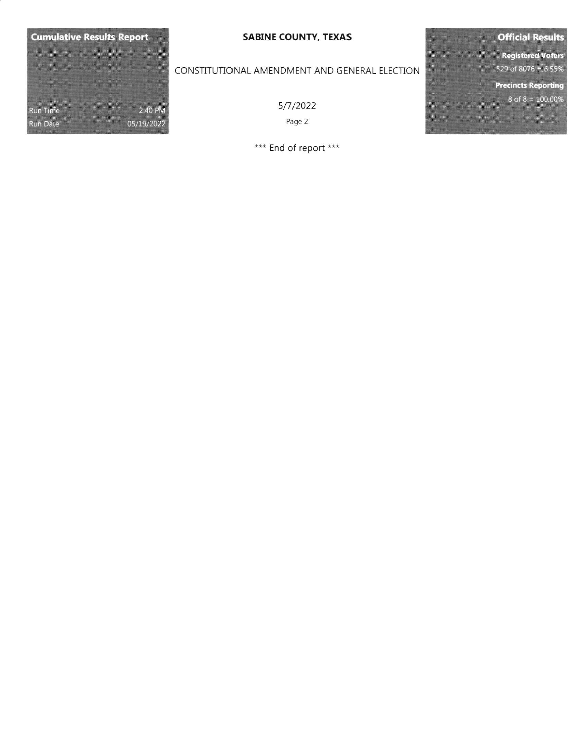**Cumulative Results Report**

Run Time 2:40 PM
Run Date 05/19/2022

**SABINE COUNTY, TEXAS**

CONSTITUTIONAL AMENDMENT AND GENERAL ELECTION

5/7/2022

**Official Results**

**Registered Voters**
529 of 8076 = 6.55%

**Precincts Reporting**
8 of 8 = 100.00%

*** End of report ***